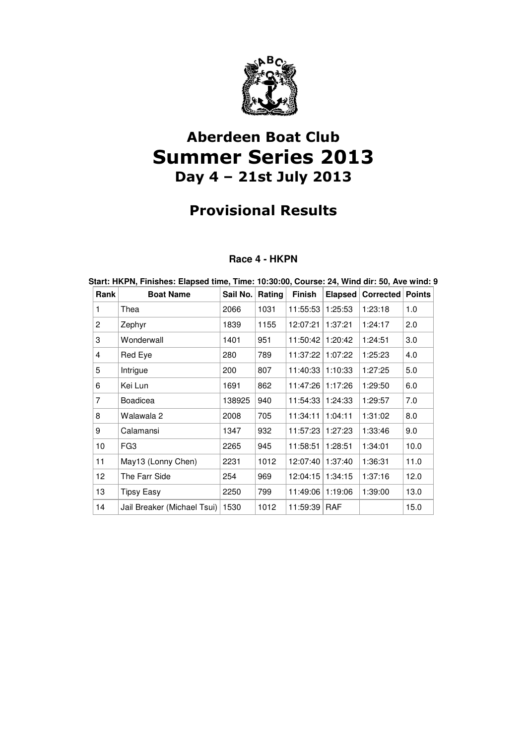# Aberdeen Boat Club
# Summer Series 2013
## Day 4 – 21st July 2013

## Provisional Results

### Race 4 - HKPN

**Start: HKPN, Finishes: Elapsed time, Time: 10:30:00, Course: 24, Wind dir: 50, Ave wind: 9**

| Rank | Boat Name | Sail No. | Rating | Finish | Elapsed | Corrected | Points |
|---|---|---|---|---|---|---|---|
| 1 | Thea | 2066 | 1031 | 11:55:53 | 1:25:53 | 1:23:18 | 1.0 |
| 2 | Zephyr | 1839 | 1155 | 12:07:21 | 1:37:21 | 1:24:17 | 2.0 |
| 3 | Wonderwall | 1401 | 951 | 11:50:42 | 1:20:42 | 1:24:51 | 3.0 |
| 4 | Red Eye | 280 | 789 | 11:37:22 | 1:07:22 | 1:25:23 | 4.0 |
| 5 | Intrigue | 200 | 807 | 11:40:33 | 1:10:33 | 1:27:25 | 5.0 |
| 6 | Kei Lun | 1691 | 862 | 11:47:26 | 1:17:26 | 1:29:50 | 6.0 |
| 7 | Boadicea | 138925 | 940 | 11:54:33 | 1:24:33 | 1:29:57 | 7.0 |
| 8 | Walawala 2 | 2008 | 705 | 11:34:11 | 1:04:11 | 1:31:02 | 8.0 |
| 9 | Calamansi | 1347 | 932 | 11:57:23 | 1:27:23 | 1:33:46 | 9.0 |
| 10 | FG3 | 2265 | 945 | 11:58:51 | 1:28:51 | 1:34:01 | 10.0 |
| 11 | May13 (Lonny Chen) | 2231 | 1012 | 12:07:40 | 1:37:40 | 1:36:31 | 11.0 |
| 12 | The Farr Side | 254 | 969 | 12:04:15 | 1:34:15 | 1:37:16 | 12.0 |
| 13 | Tipsy Easy | 2250 | 799 | 11:49:06 | 1:19:06 | 1:39:00 | 13.0 |
| 14 | Jail Breaker (Michael Tsui) | 1530 | 1012 | 11:59:39 | RAF | | 15.0 |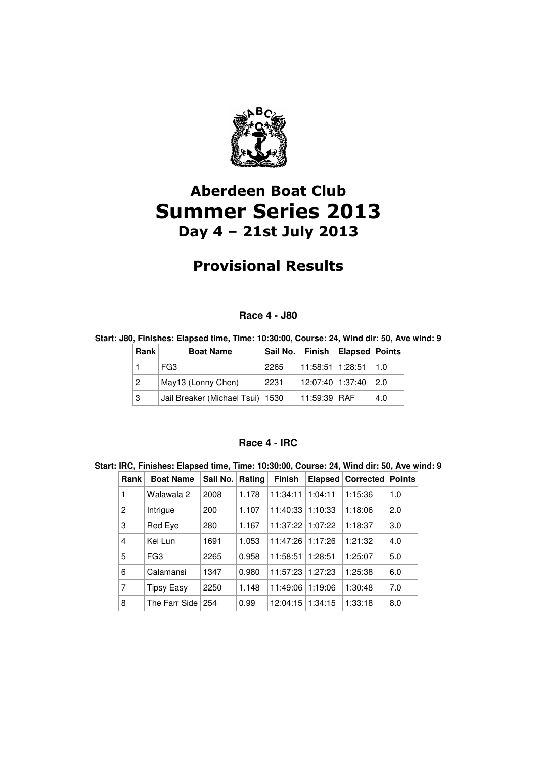# Aberdeen Boat Club

# Summer Series 2013

## Day 4 – 21st July 2013

## Provisional Results

### Race 4 - J80

**Start: J80, Finishes: Elapsed time, Time: 10:30:00, Course: 24, Wind dir: 50, Ave wind: 9**

| Rank | Boat Name | Sail No. | Finish | Elapsed | Points |
|---|---|---|---|---|---|
| 1 | FG3 | 2265 | 11:58:51 | 1:28:51 | 1.0 |
| 2 | May13 (Lonny Chen) | 2231 | 12:07:40 | 1:37:40 | 2.0 |
| 3 | Jail Breaker (Michael Tsui) | 1530 | 11:59:39 | RAF | 4.0 |

### Race 4 - IRC

**Start: IRC, Finishes: Elapsed time, Time: 10:30:00, Course: 24, Wind dir: 50, Ave wind: 9**

| Rank | Boat Name | Sail No. | Rating | Finish | Elapsed | Corrected | Points |
|---|---|---|---|---|---|---|---|
| 1 | Walawala 2 | 2008 | 1.178 | 11:34:11 | 1:04:11 | 1:15:36 | 1.0 |
| 2 | Intrigue | 200 | 1.107 | 11:40:33 | 1:10:33 | 1:18:06 | 2.0 |
| 3 | Red Eye | 280 | 1.167 | 11:37:22 | 1:07:22 | 1:18:37 | 3.0 |
| 4 | Kei Lun | 1691 | 1.053 | 11:47:26 | 1:17:26 | 1:21:32 | 4.0 |
| 5 | FG3 | 2265 | 0.958 | 11:58:51 | 1:28:51 | 1:25:07 | 5.0 |
| 6 | Calamansi | 1347 | 0.980 | 11:57:23 | 1:27:23 | 1:25:38 | 6.0 |
| 7 | Tipsy Easy | 2250 | 1.148 | 11:49:06 | 1:19:06 | 1:30:48 | 7.0 |
| 8 | The Farr Side | 254 | 0.99 | 12:04:15 | 1:34:15 | 1:33:18 | 8.0 |